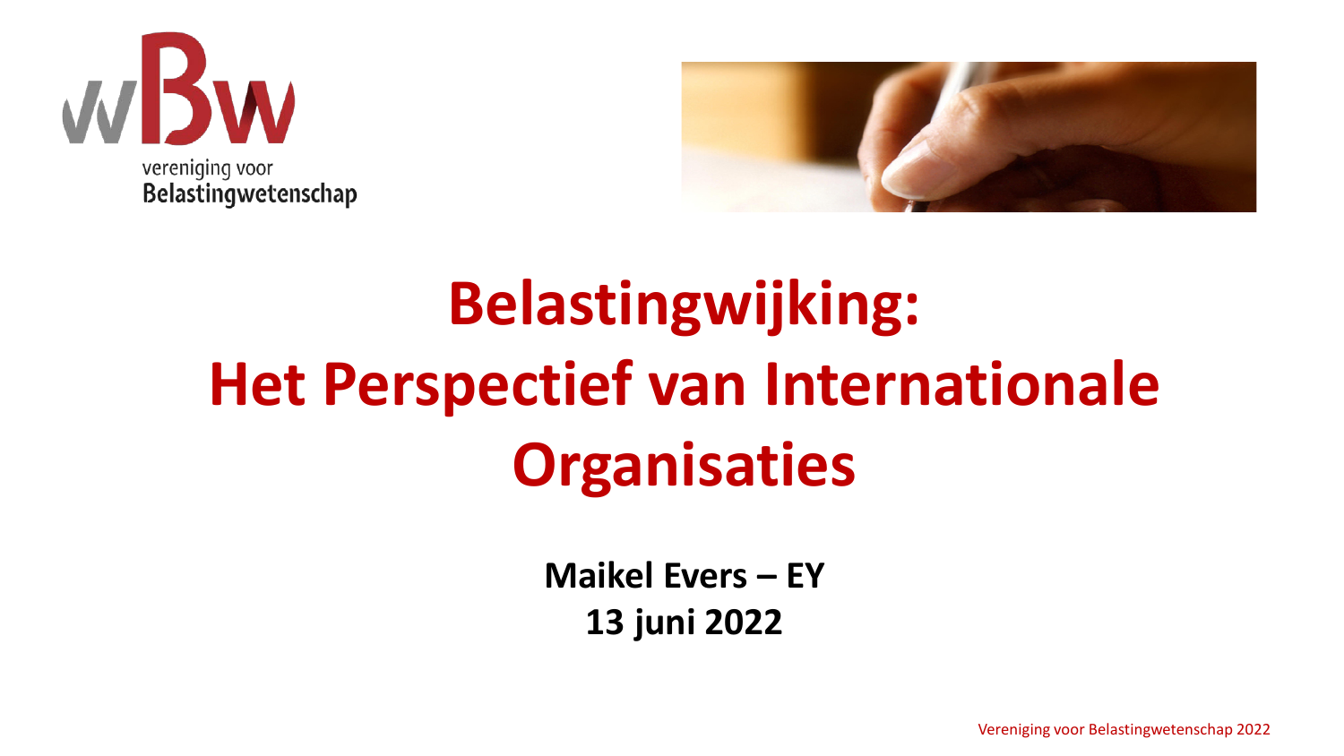vereniging voor
Belastingwetenschap

# Belastingwijking: Het Perspectief van Internationale Organisaties

**Maikel Evers – EY**
**13 juni 2022**

Vereniging voor Belastingwetenschap 2022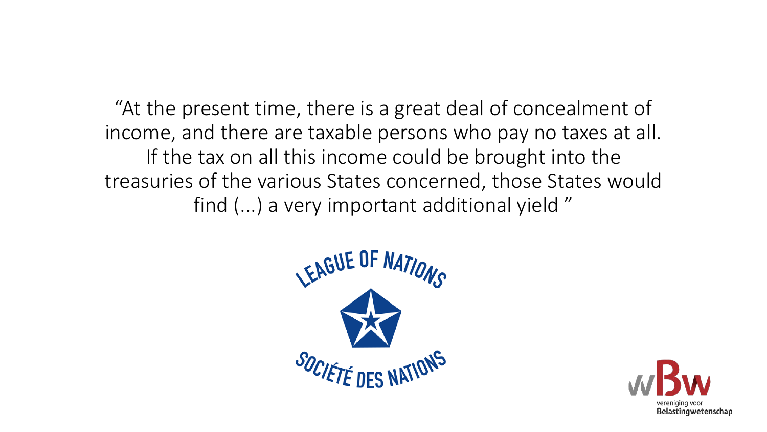"At the present time, there is a great deal of concealment of income, and there are taxable persons who pay no taxes at all. If the tax on all this income could be brought into the treasuries of the various States concerned, those States would find (...) a very important additional yield "

LEAGUE OF NATIONS

SOCIÉTÉ DES NATIONS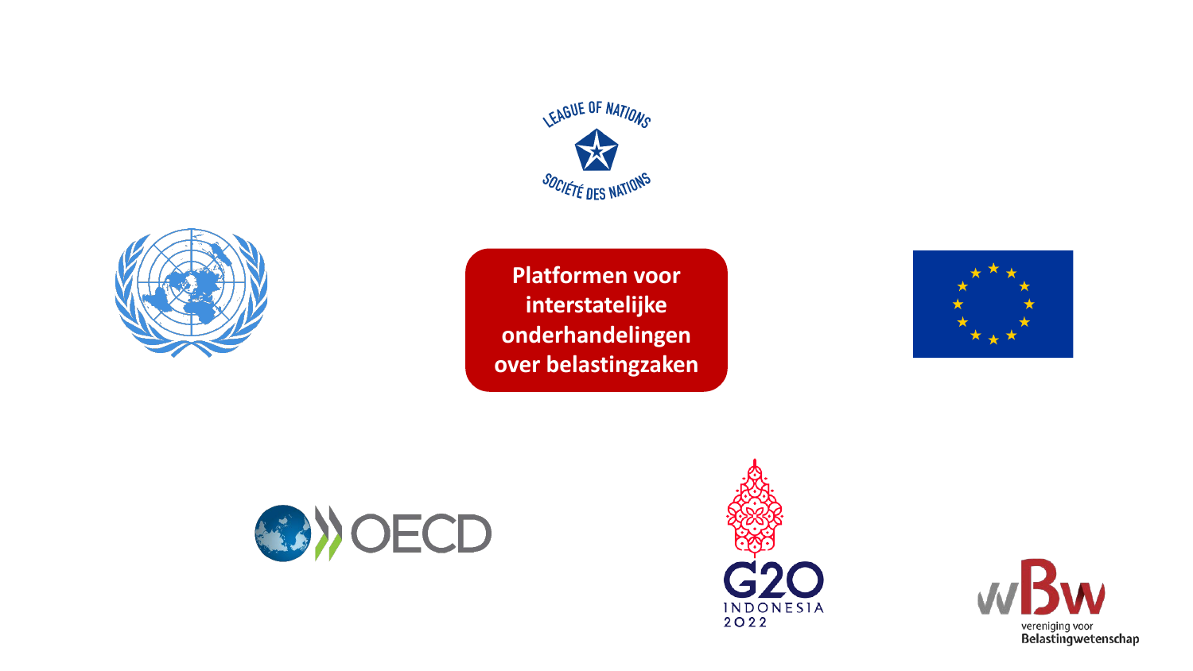**Platformen voor interstatelijke onderhandelingen over belastingzaken**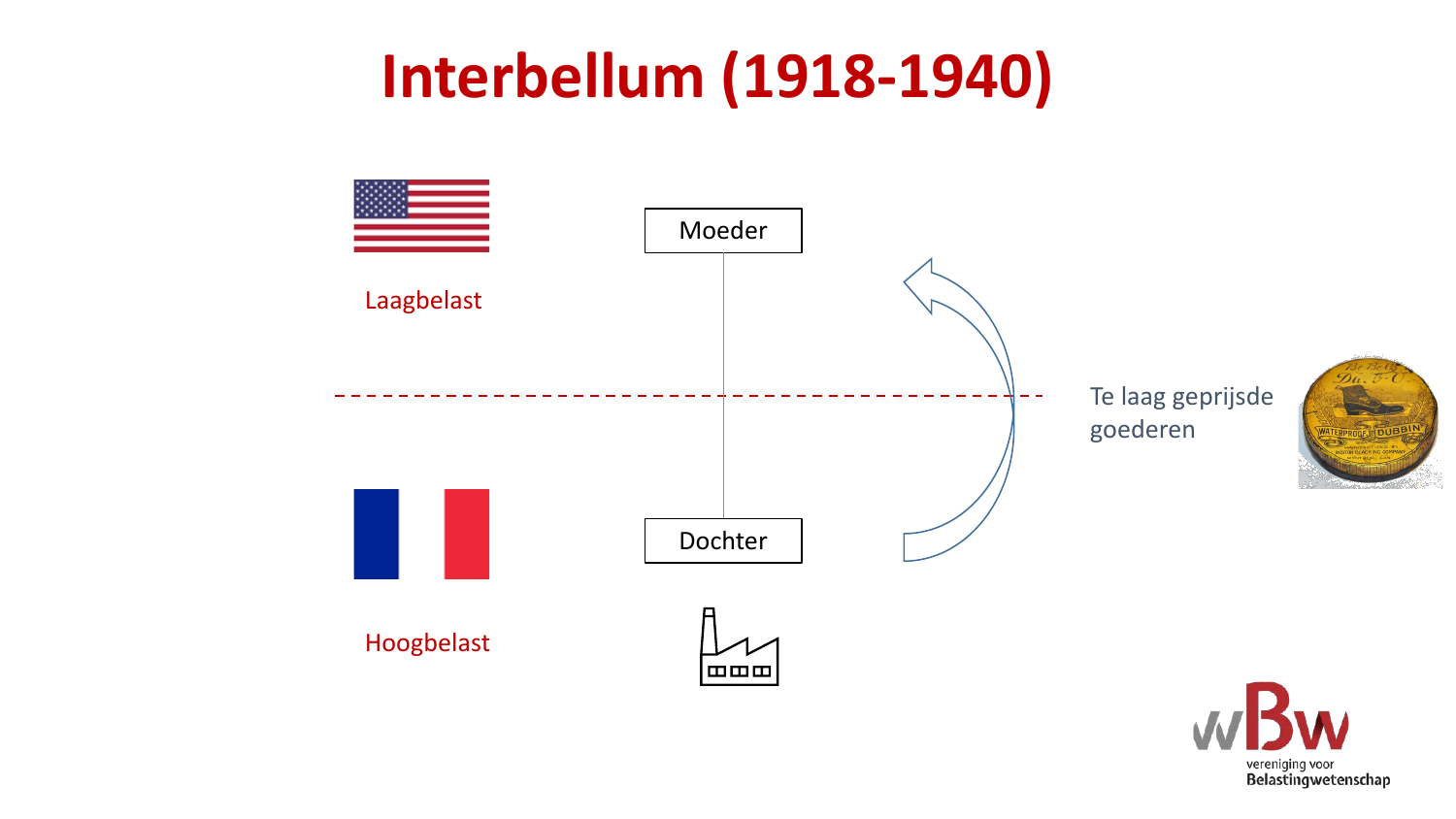# Interbellum (1918-1940)

Laagbelast

Moeder

Te laag geprijsde goederen

Dochter

Hoogbelast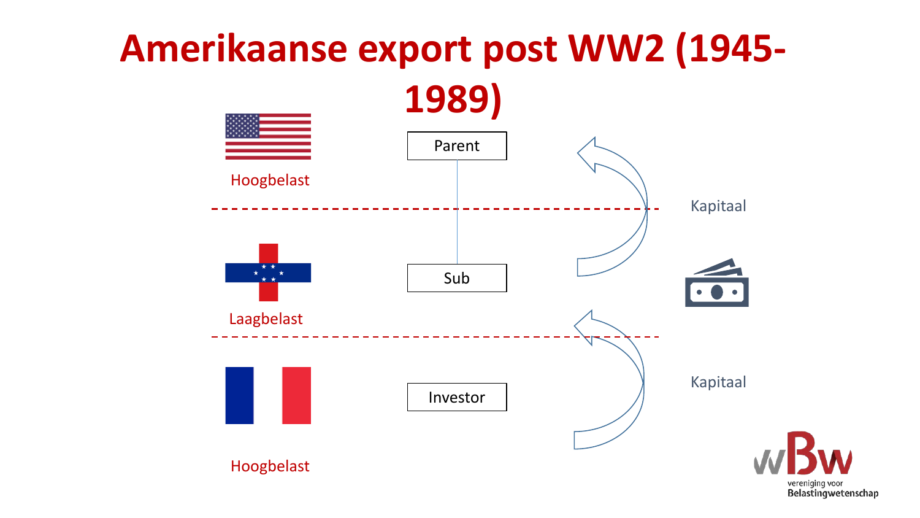# Amerikaanse export post WW2 (1945-1989)

Hoogbelast

Parent

Kapitaal

Laagbelast

Sub

Kapitaal

Hoogbelast

Investor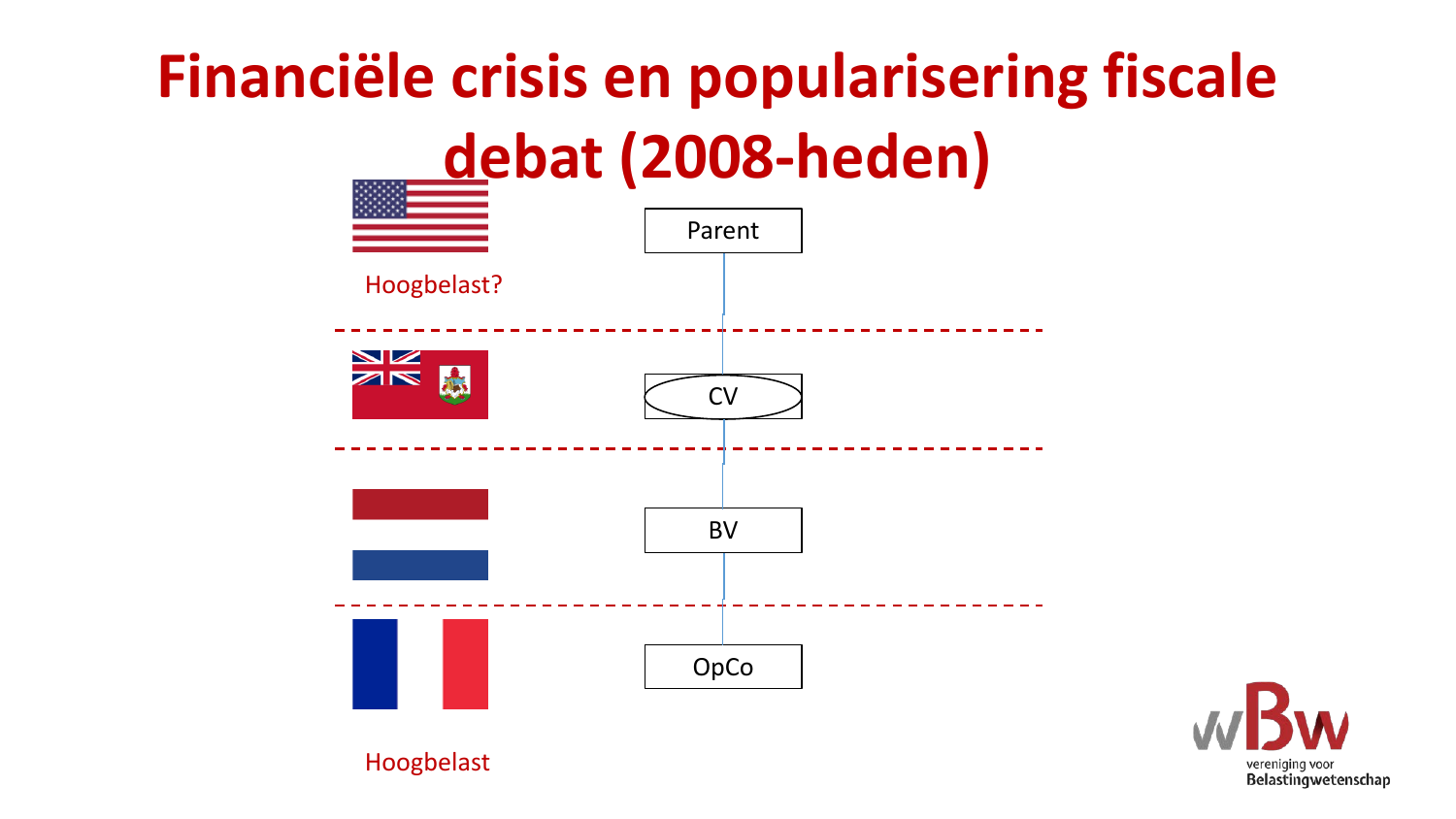# Financiële crisis en popularisering fiscale debat (2008-heden)

Hoogbelast?

Parent

CV

BV

OpCo

Hoogbelast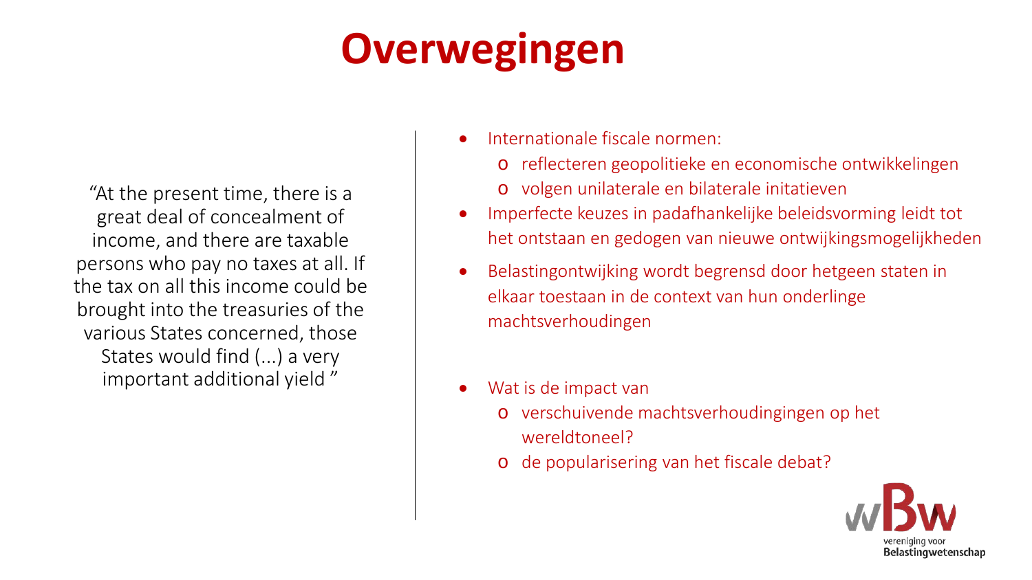# Overwegingen

"At the present time, there is a great deal of concealment of income, and there are taxable persons who pay no taxes at all. If the tax on all this income could be brought into the treasuries of the various States concerned, those States would find (...) a very important additional yield "

- Internationale fiscale normen:
  - reflecteren geopolitieke en economische ontwikkelingen
  - volgen unilaterale en bilaterale initatieven
- Imperfecte keuzes in padafhankelijke beleidsvorming leidt tot het ontstaan en gedogen van nieuwe ontwijkingsmogelijkheden
- Belastingontwijking wordt begrensd door hetgeen staten in elkaar toestaan in de context van hun onderlinge machtsverhoudingen

- Wat is de impact van
  - verschuivende machtsverhoudingingen op het wereldtoneel?
  - de popularisering van het fiscale debat?

vereniging voor Belastingwetenschap